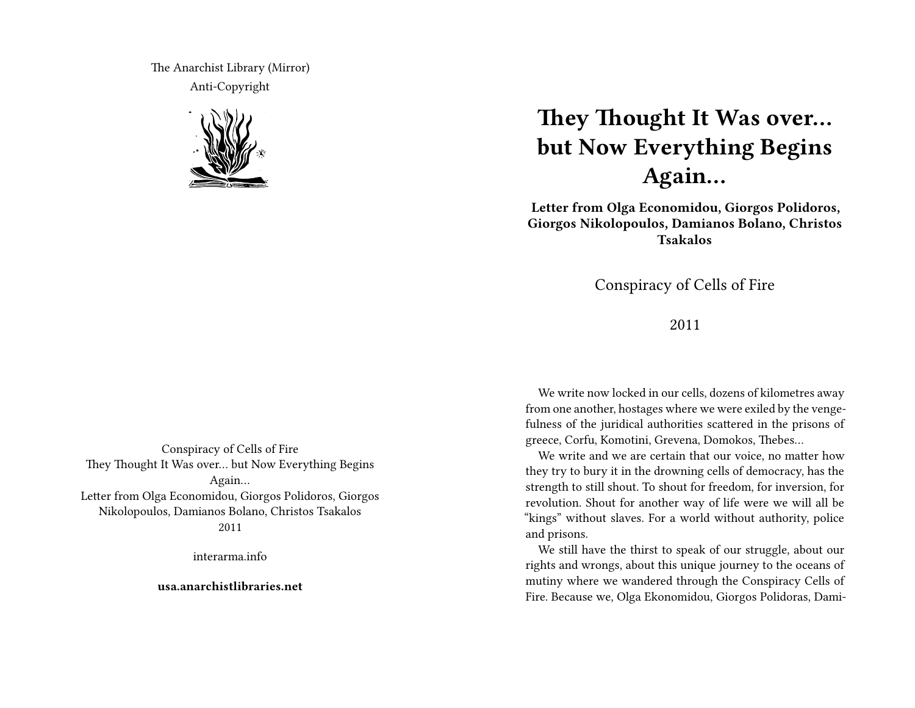The Anarchist Library (Mirror)
Anti-Copyright

Conspiracy of Cells of Fire
They Thought It Was over… but Now Everything Begins Again…
Letter from Olga Economidou, Giorgos Polidoros, Giorgos Nikolopoulos, Damianos Bolano, Christos Tsakalos
2011

interarma.info

**usa.anarchistlibraries.net**

# They Thought It Was over… but Now Everything Begins Again…

**Letter from Olga Economidou, Giorgos Polidoros, Giorgos Nikolopoulos, Damianos Bolano, Christos Tsakalos**

Conspiracy of Cells of Fire

2011

We write now locked in our cells, dozens of kilometres away from one another, hostages where we were exiled by the vengefulness of the juridical authorities scattered in the prisons of greece, Corfu, Komotini, Grevena, Domokos, Thebes…

We write and we are certain that our voice, no matter how they try to bury it in the drowning cells of democracy, has the strength to still shout. To shout for freedom, for inversion, for revolution. Shout for another way of life were we will all be "kings" without slaves. For a world without authority, police and prisons.

We still have the thirst to speak of our struggle, about our rights and wrongs, about this unique journey to the oceans of mutiny where we wandered through the Conspiracy Cells of Fire. Because we, Olga Ekonomidou, Giorgos Polidoras, Dami-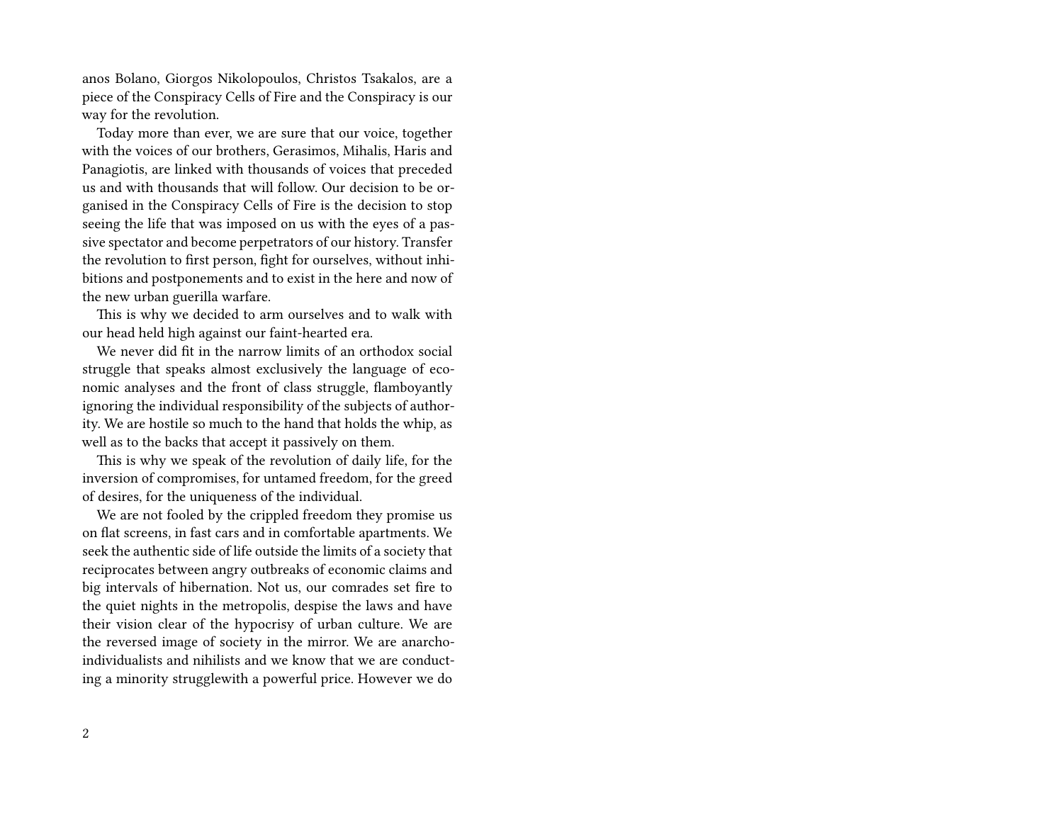anos Bolano, Giorgos Nikolopoulos, Christos Tsakalos, are a piece of the Conspiracy Cells of Fire and the Conspiracy is our way for the revolution.

Today more than ever, we are sure that our voice, together with the voices of our brothers, Gerasimos, Mihalis, Haris and Panagiotis, are linked with thousands of voices that preceded us and with thousands that will follow. Our decision to be organised in the Conspiracy Cells of Fire is the decision to stop seeing the life that was imposed on us with the eyes of a passive spectator and become perpetrators of our history. Transfer the revolution to first person, fight for ourselves, without inhibitions and postponements and to exist in the here and now of the new urban guerilla warfare.

This is why we decided to arm ourselves and to walk with our head held high against our faint-hearted era.

We never did fit in the narrow limits of an orthodox social struggle that speaks almost exclusively the language of economic analyses and the front of class struggle, flamboyantly ignoring the individual responsibility of the subjects of authority. We are hostile so much to the hand that holds the whip, as well as to the backs that accept it passively on them.

This is why we speak of the revolution of daily life, for the inversion of compromises, for untamed freedom, for the greed of desires, for the uniqueness of the individual.

We are not fooled by the crippled freedom they promise us on flat screens, in fast cars and in comfortable apartments. We seek the authentic side of life outside the limits of a society that reciprocates between angry outbreaks of economic claims and big intervals of hibernation. Not us, our comrades set fire to the quiet nights in the metropolis, despise the laws and have their vision clear of the hypocrisy of urban culture. We are the reversed image of society in the mirror. We are anarcho-individualists and nihilists and we know that we are conducting a minority strugglewith a powerful price. However we do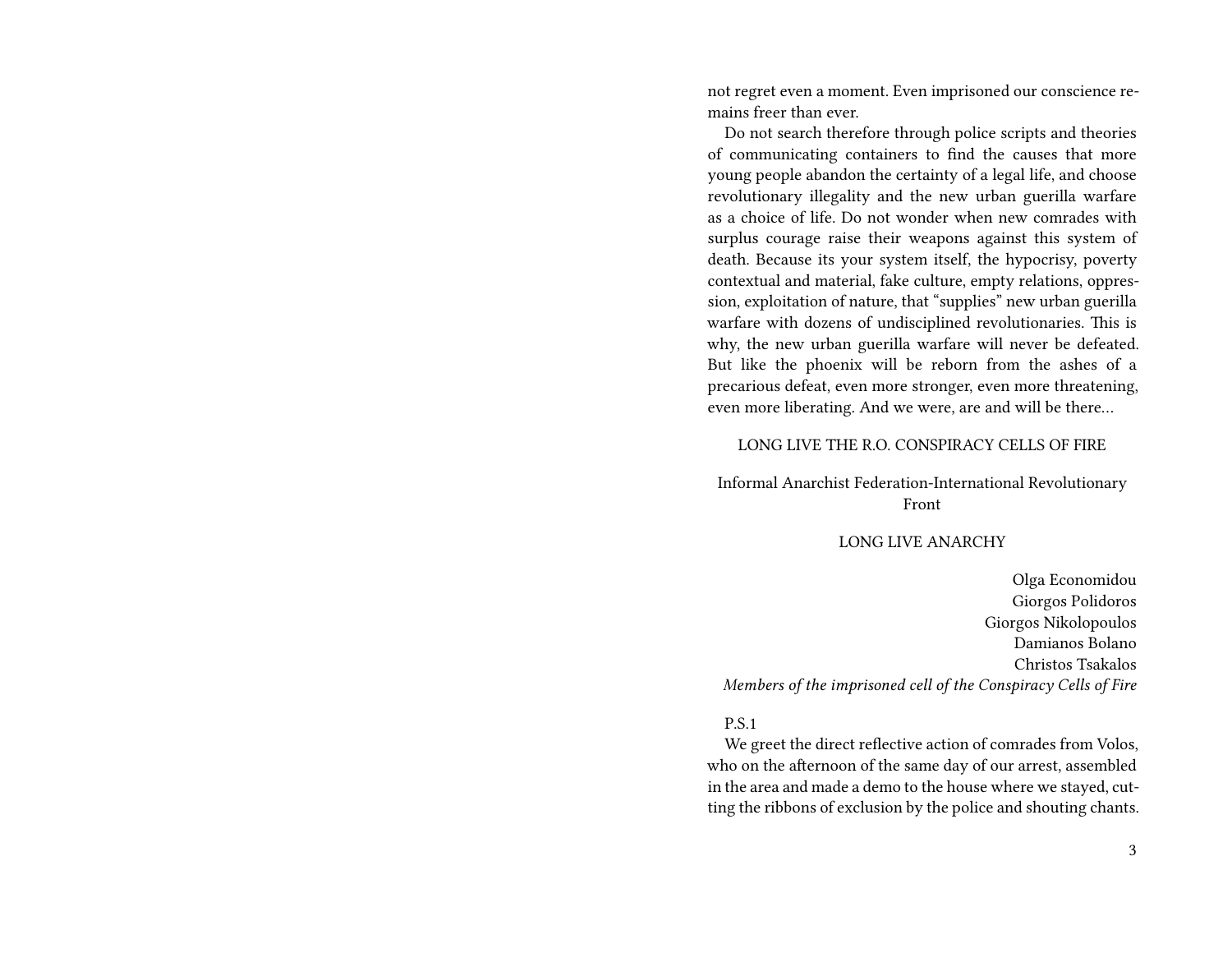not regret even a moment. Even imprisoned our conscience remains freer than ever.

Do not search therefore through police scripts and theories of communicating containers to find the causes that more young people abandon the certainty of a legal life, and choose revolutionary illegality and the new urban guerilla warfare as a choice of life. Do not wonder when new comrades with surplus courage raise their weapons against this system of death. Because its your system itself, the hypocrisy, poverty contextual and material, fake culture, empty relations, oppression, exploitation of nature, that "supplies" new urban guerilla warfare with dozens of undisciplined revolutionaries. This is why, the new urban guerilla warfare will never be defeated. But like the phoenix will be reborn from the ashes of a precarious defeat, even more stronger, even more threatening, even more liberating. And we were, are and will be there…

LONG LIVE THE R.O. CONSPIRACY CELLS OF FIRE

Informal Anarchist Federation-International Revolutionary Front

LONG LIVE ANARCHY

Olga Economidou
Giorgos Polidoros
Giorgos Nikolopoulos
Damianos Bolano
Christos Tsakalos
*Members of the imprisoned cell of the Conspiracy Cells of Fire*

P.S.1

We greet the direct reflective action of comrades from Volos, who on the afternoon of the same day of our arrest, assembled in the area and made a demo to the house where we stayed, cutting the ribbons of exclusion by the police and shouting chants.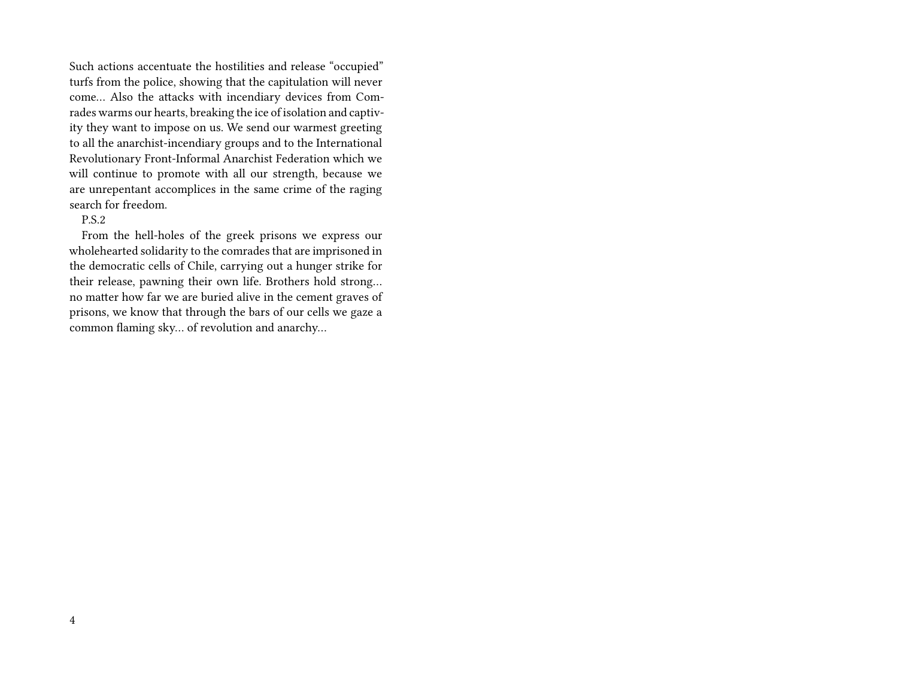Such actions accentuate the hostilities and release "occupied" turfs from the police, showing that the capitulation will never come... Also the attacks with incendiary devices from Comrades warms our hearts, breaking the ice of isolation and captivity they want to impose on us. We send our warmest greeting to all the anarchist-incendiary groups and to the International Revolutionary Front-Informal Anarchist Federation which we will continue to promote with all our strength, because we are unrepentant accomplices in the same crime of the raging search for freedom.

P.S.2

From the hell-holes of the greek prisons we express our wholehearted solidarity to the comrades that are imprisoned in the democratic cells of Chile, carrying out a hunger strike for their release, pawning their own life. Brothers hold strong... no matter how far we are buried alive in the cement graves of prisons, we know that through the bars of our cells we gaze a common flaming sky... of revolution and anarchy...